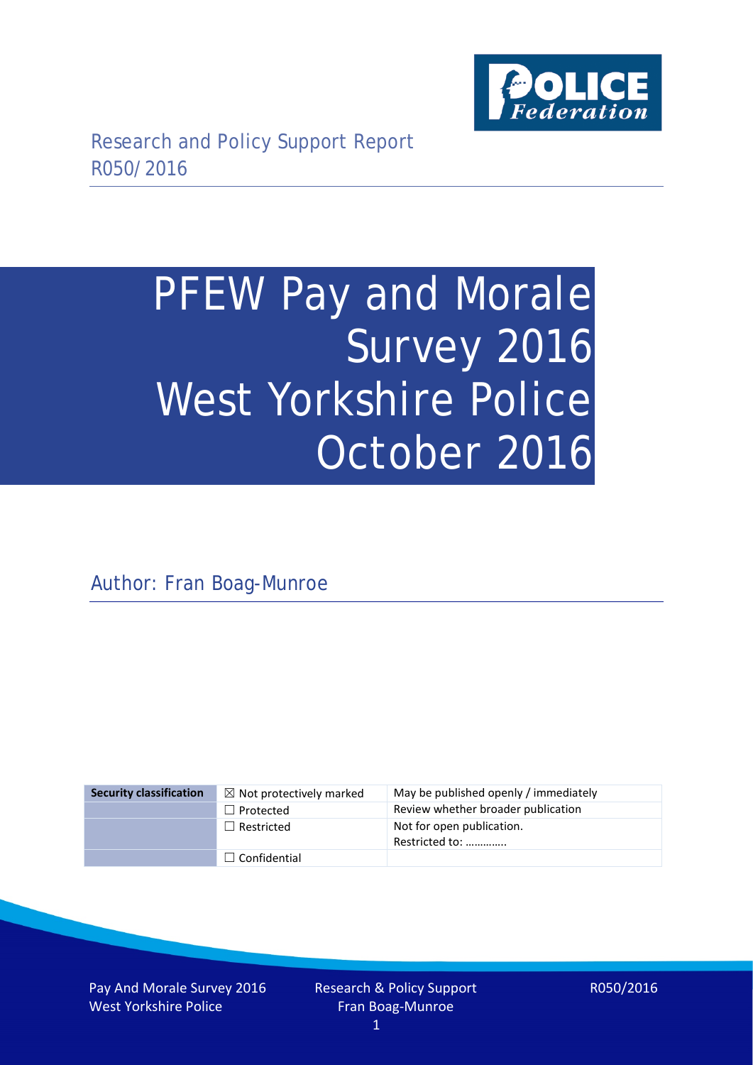Research and Policy Support Report
R050/2016

# PFEW Pay and Morale Survey 2016 West Yorkshire Police October 2016

Author: Fran Boag-Munroe

| Security classification | ☒ Not protectively marked | May be published openly / immediately |
| --- | --- | --- |
| | ☐ Protected | Review whether broader publication |
| | ☐ Restricted | Not for open publication. Restricted to: ………….. |
| | ☐ Confidential | |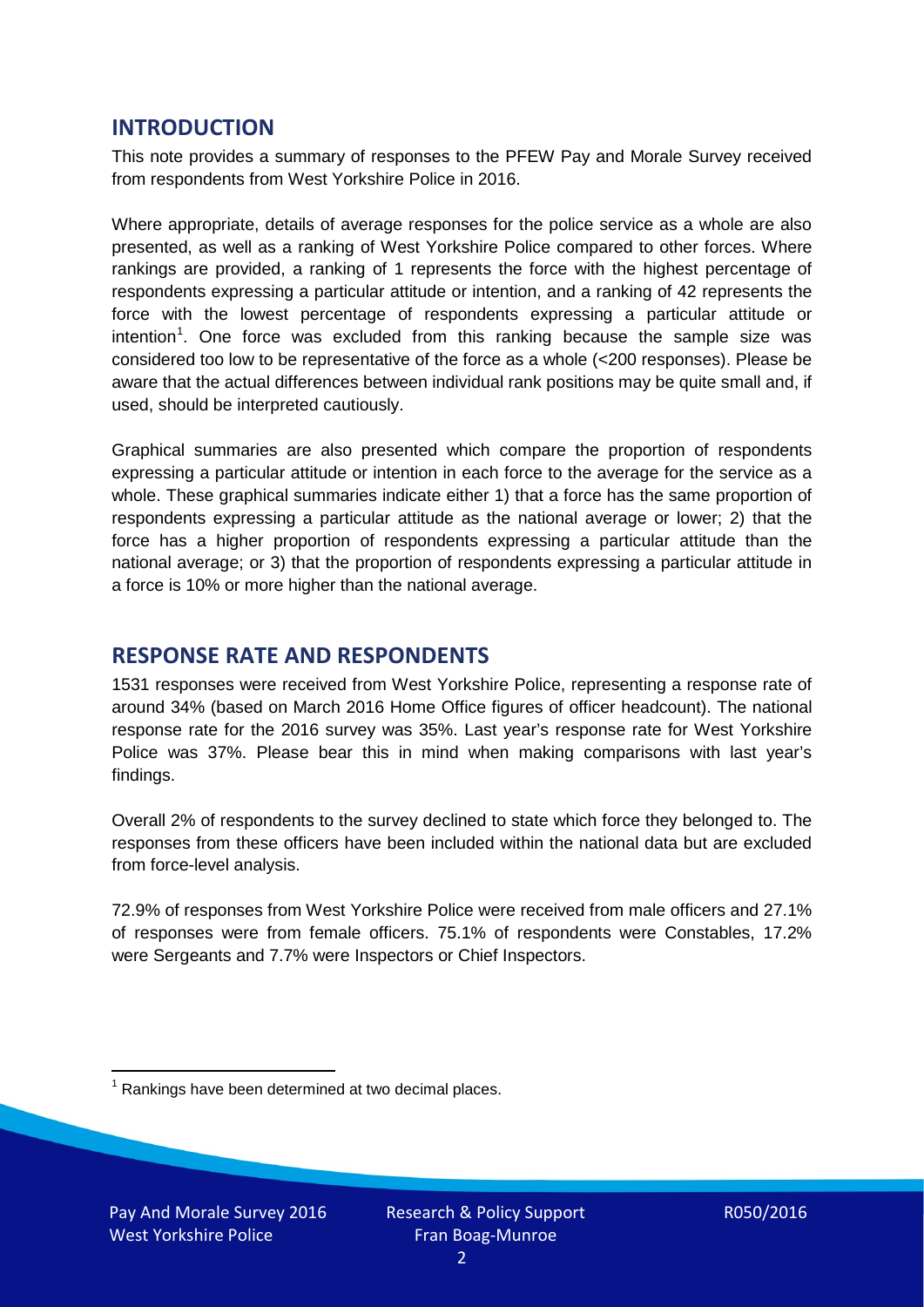## INTRODUCTION

This note provides a summary of responses to the PFEW Pay and Morale Survey received from respondents from West Yorkshire Police in 2016.

Where appropriate, details of average responses for the police service as a whole are also presented, as well as a ranking of West Yorkshire Police compared to other forces. Where rankings are provided, a ranking of 1 represents the force with the highest percentage of respondents expressing a particular attitude or intention, and a ranking of 42 represents the force with the lowest percentage of respondents expressing a particular attitude or intention[1]. One force was excluded from this ranking because the sample size was considered too low to be representative of the force as a whole (<200 responses). Please be aware that the actual differences between individual rank positions may be quite small and, if used, should be interpreted cautiously.

Graphical summaries are also presented which compare the proportion of respondents expressing a particular attitude or intention in each force to the average for the service as a whole. These graphical summaries indicate either 1) that a force has the same proportion of respondents expressing a particular attitude as the national average or lower; 2) that the force has a higher proportion of respondents expressing a particular attitude than the national average; or 3) that the proportion of respondents expressing a particular attitude in a force is 10% or more higher than the national average.

## RESPONSE RATE AND RESPONDENTS

1531 responses were received from West Yorkshire Police, representing a response rate of around 34% (based on March 2016 Home Office figures of officer headcount). The national response rate for the 2016 survey was 35%. Last year's response rate for West Yorkshire Police was 37%. Please bear this in mind when making comparisons with last year's findings.

Overall 2% of respondents to the survey declined to state which force they belonged to. The responses from these officers have been included within the national data but are excluded from force-level analysis.

72.9% of responses from West Yorkshire Police were received from male officers and 27.1% of responses were from female officers. 75.1% of respondents were Constables, 17.2% were Sergeants and 7.7% were Inspectors or Chief Inspectors.

[1] Rankings have been determined at two decimal places.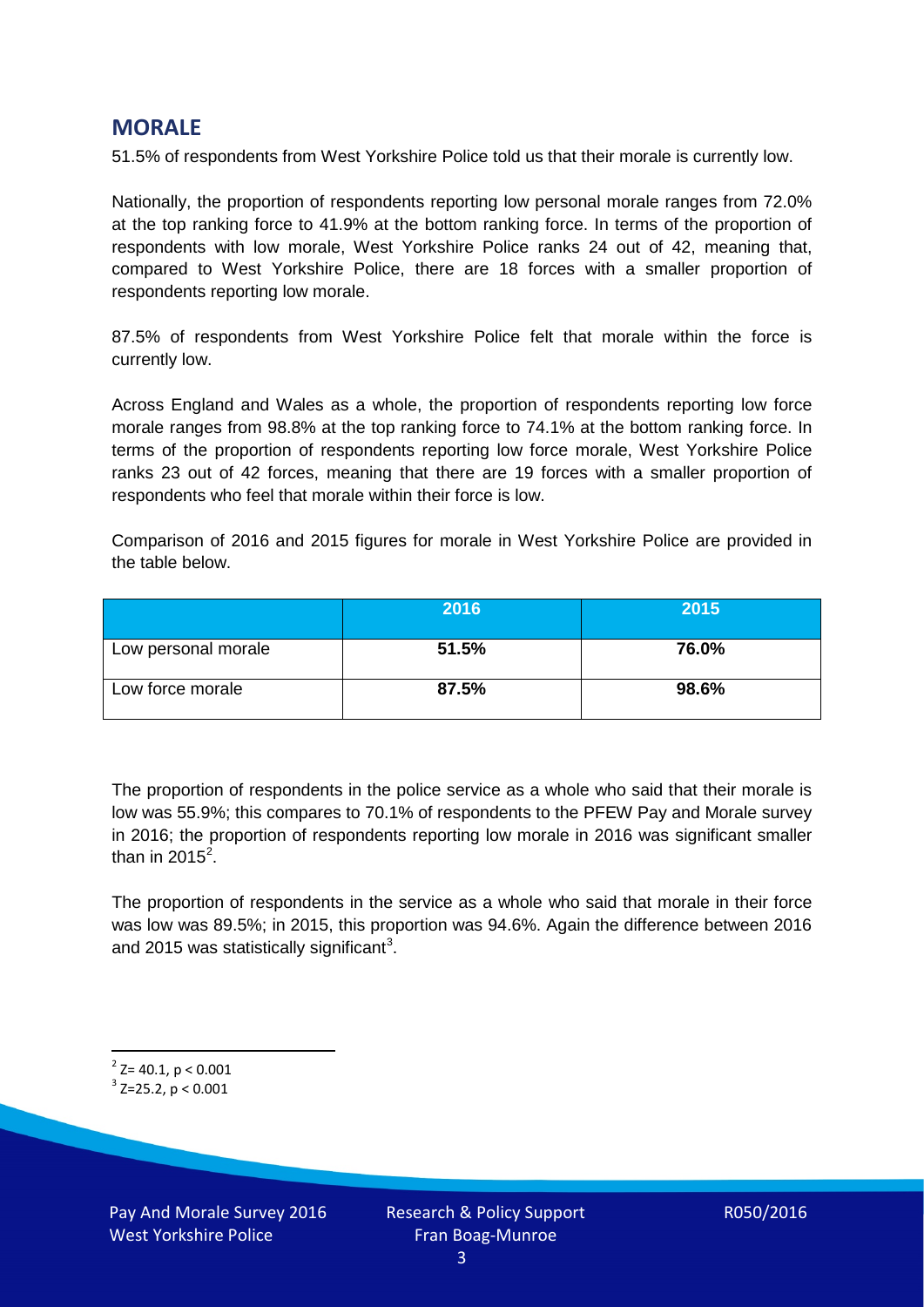## MORALE

51.5% of respondents from West Yorkshire Police told us that their morale is currently low.

Nationally, the proportion of respondents reporting low personal morale ranges from 72.0% at the top ranking force to 41.9% at the bottom ranking force. In terms of the proportion of respondents with low morale, West Yorkshire Police ranks 24 out of 42, meaning that, compared to West Yorkshire Police, there are 18 forces with a smaller proportion of respondents reporting low morale.

87.5% of respondents from West Yorkshire Police felt that morale within the force is currently low.

Across England and Wales as a whole, the proportion of respondents reporting low force morale ranges from 98.8% at the top ranking force to 74.1% at the bottom ranking force. In terms of the proportion of respondents reporting low force morale, West Yorkshire Police ranks 23 out of 42 forces, meaning that there are 19 forces with a smaller proportion of respondents who feel that morale within their force is low.

Comparison of 2016 and 2015 figures for morale in West Yorkshire Police are provided in the table below.

| | 2016 | 2015 |
|---|---|---|
| Low personal morale | **51.5%** | **76.0%** |
| Low force morale | **87.5%** | **98.6%** |

The proportion of respondents in the police service as a whole who said that their morale is low was 55.9%; this compares to 70.1% of respondents to the PFEW Pay and Morale survey in 2016; the proportion of respondents reporting low morale in 2016 was significant smaller than in 2015[2].

The proportion of respondents in the service as a whole who said that morale in their force was low was 89.5%; in 2015, this proportion was 94.6%. Again the difference between 2016 and 2015 was statistically significant[3].

[2] $Z= 40.1$, $p < 0.001$

[3] $Z=25.2$, $p < 0.001$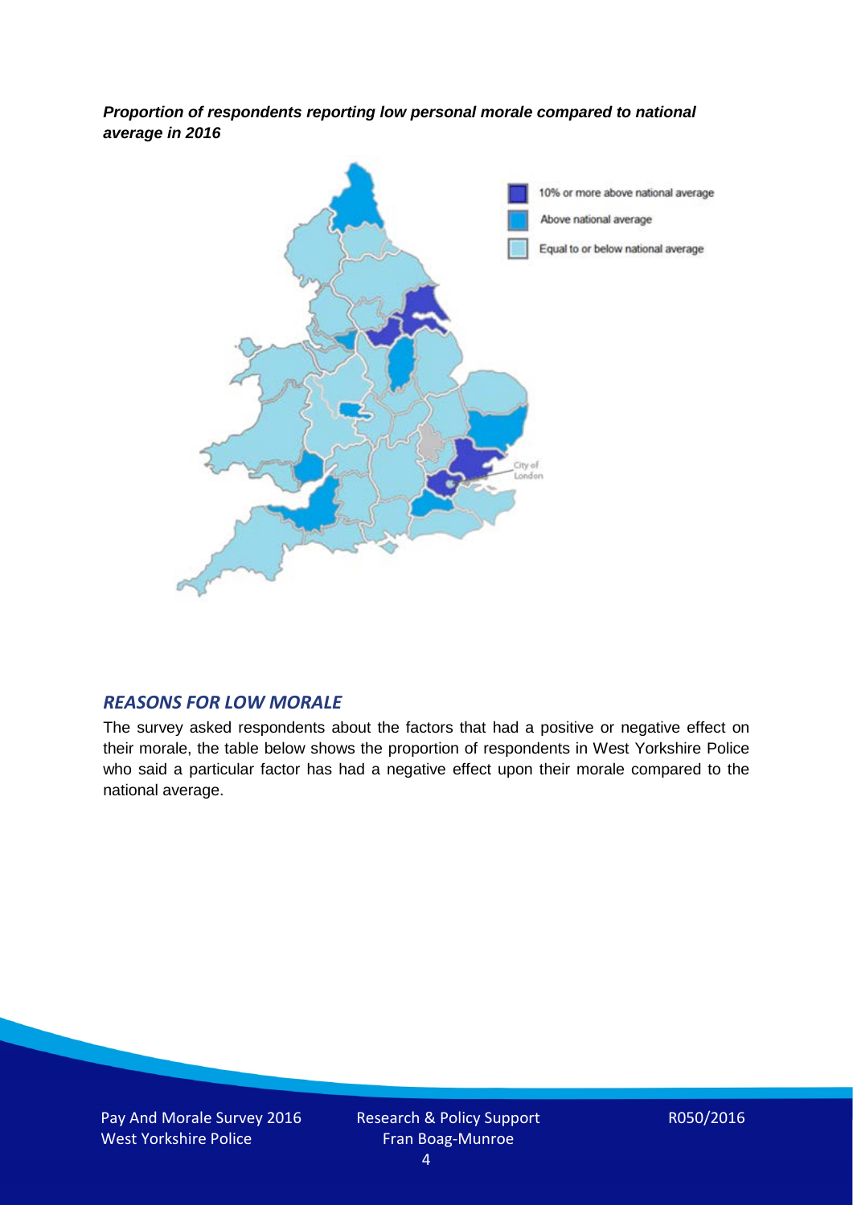***Proportion of respondents reporting low personal morale compared to national average in 2016***

## *REASONS FOR LOW MORALE*

The survey asked respondents about the factors that had a positive or negative effect on their morale, the table below shows the proportion of respondents in West Yorkshire Police who said a particular factor has had a negative effect upon their morale compared to the national average.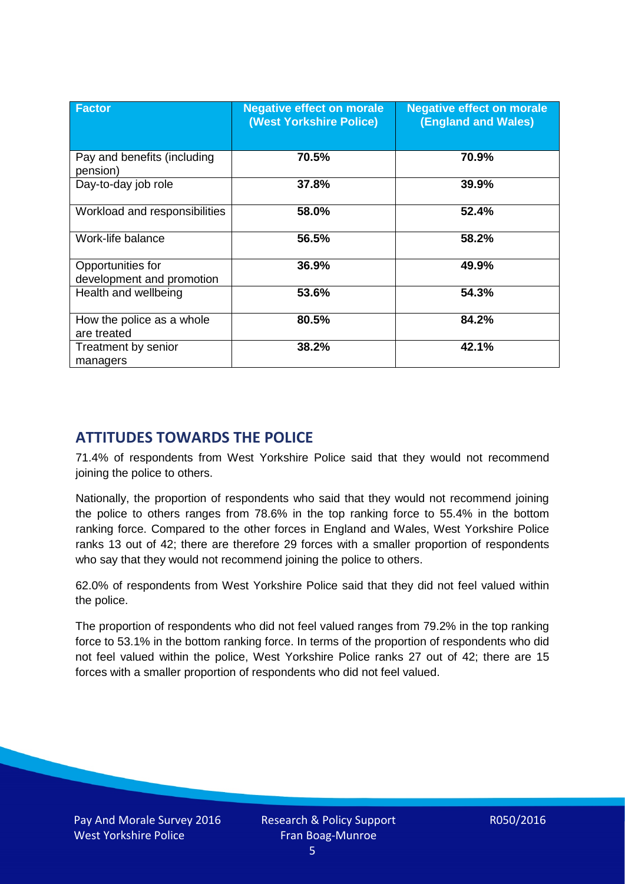| Factor | Negative effect on morale (West Yorkshire Police) | Negative effect on morale (England and Wales) |
|---|---|---|
| Pay and benefits (including pension) | **70.5%** | **70.9%** |
| Day-to-day job role | **37.8%** | **39.9%** |
| Workload and responsibilities | **58.0%** | **52.4%** |
| Work-life balance | **56.5%** | **58.2%** |
| Opportunities for development and promotion | **36.9%** | **49.9%** |
| Health and wellbeing | **53.6%** | **54.3%** |
| How the police as a whole are treated | **80.5%** | **84.2%** |
| Treatment by senior managers | **38.2%** | **42.1%** |

## ATTITUDES TOWARDS THE POLICE

71.4% of respondents from West Yorkshire Police said that they would not recommend joining the police to others.

Nationally, the proportion of respondents who said that they would not recommend joining the police to others ranges from 78.6% in the top ranking force to 55.4% in the bottom ranking force. Compared to the other forces in England and Wales, West Yorkshire Police ranks 13 out of 42; there are therefore 29 forces with a smaller proportion of respondents who say that they would not recommend joining the police to others.

62.0% of respondents from West Yorkshire Police said that they did not feel valued within the police.

The proportion of respondents who did not feel valued ranges from 79.2% in the top ranking force to 53.1% in the bottom ranking force. In terms of the proportion of respondents who did not feel valued within the police, West Yorkshire Police ranks 27 out of 42; there are 15 forces with a smaller proportion of respondents who did not feel valued.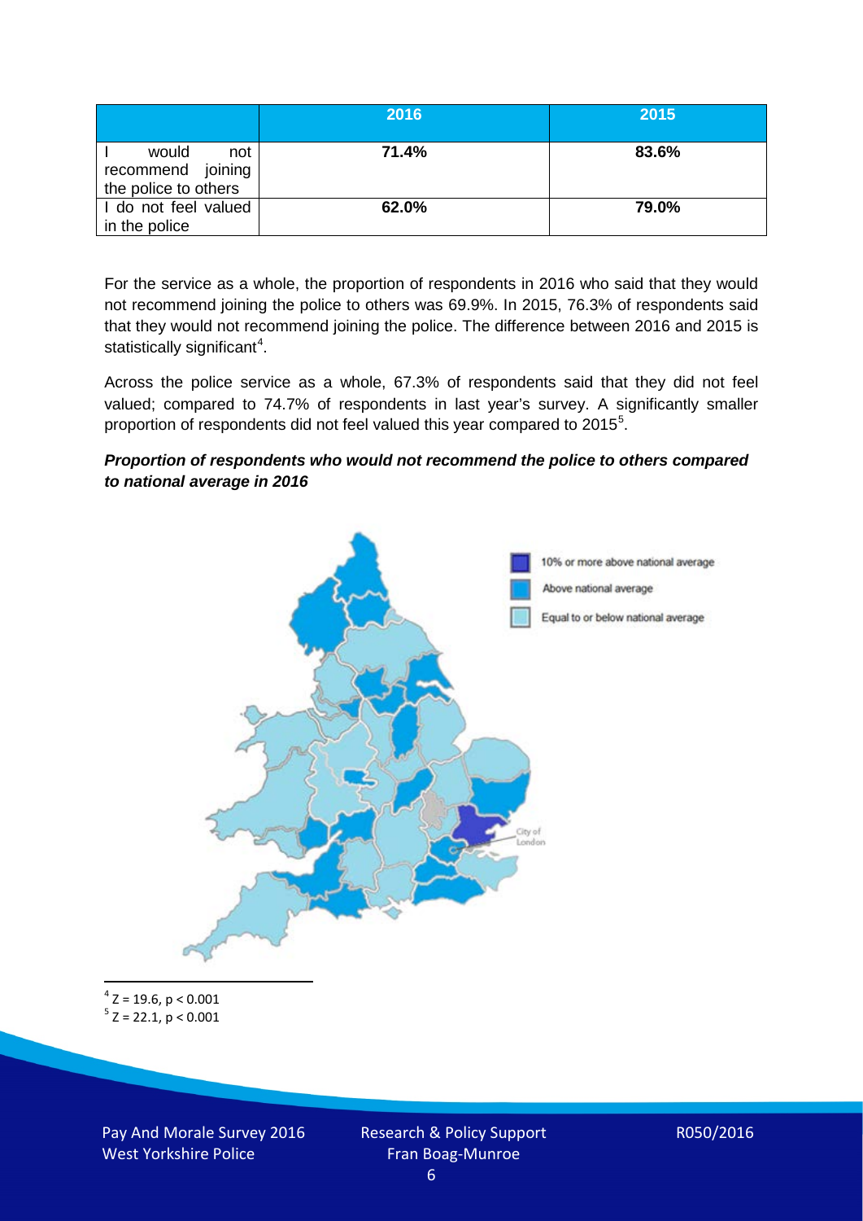| | 2016 | 2015 |
|---|---|---|
| I would not recommend joining the police to others | **71.4%** | **83.6%** |
| I do not feel valued in the police | **62.0%** | **79.0%** |

For the service as a whole, the proportion of respondents in 2016 who said that they would not recommend joining the police to others was 69.9%. In 2015, 76.3% of respondents said that they would not recommend joining the police. The difference between 2016 and 2015 is statistically significant[4].

Across the police service as a whole, 67.3% of respondents said that they did not feel valued; compared to 74.7% of respondents in last year's survey. A significantly smaller proportion of respondents did not feel valued this year compared to 2015[5].

***Proportion of respondents who would not recommend the police to others compared to national average in 2016***

10% or more above national average

Above national average

Equal to or below national average

City of London

[4] $Z = 19.6, p < 0.001$

[5] $Z = 22.1, p < 0.001$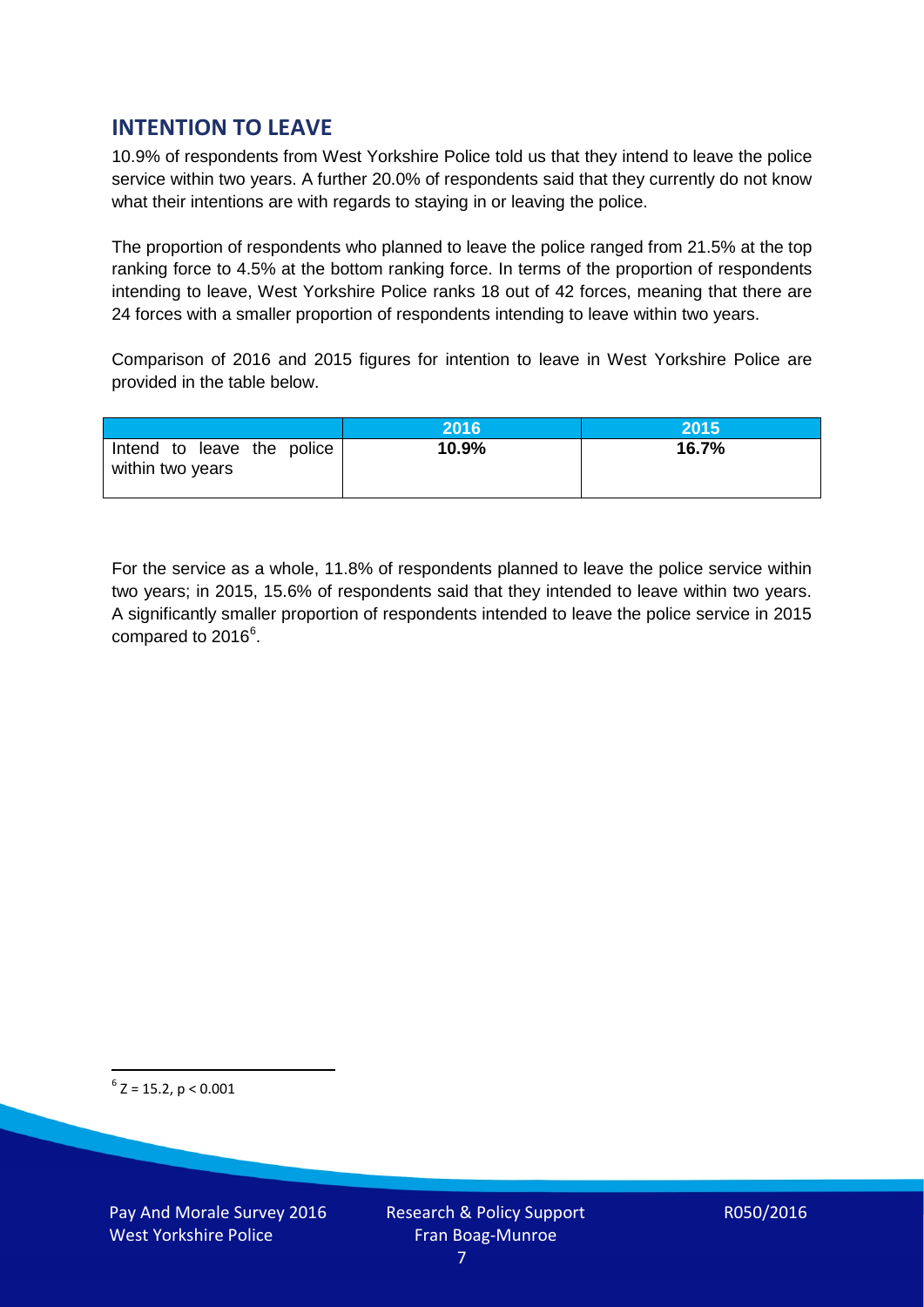## INTENTION TO LEAVE

10.9% of respondents from West Yorkshire Police told us that they intend to leave the police service within two years. A further 20.0% of respondents said that they currently do not know what their intentions are with regards to staying in or leaving the police.

The proportion of respondents who planned to leave the police ranged from 21.5% at the top ranking force to 4.5% at the bottom ranking force. In terms of the proportion of respondents intending to leave, West Yorkshire Police ranks 18 out of 42 forces, meaning that there are 24 forces with a smaller proportion of respondents intending to leave within two years.

Comparison of 2016 and 2015 figures for intention to leave in West Yorkshire Police are provided in the table below.

| | 2016 | 2015 |
|---|---|---|
| Intend to leave the police within two years | **10.9%** | **16.7%** |

For the service as a whole, 11.8% of respondents planned to leave the police service within two years; in 2015, 15.6% of respondents said that they intended to leave within two years. A significantly smaller proportion of respondents intended to leave the police service in 2015 compared to 2016[6].

[6] $Z = 15.2$, $p < 0.001$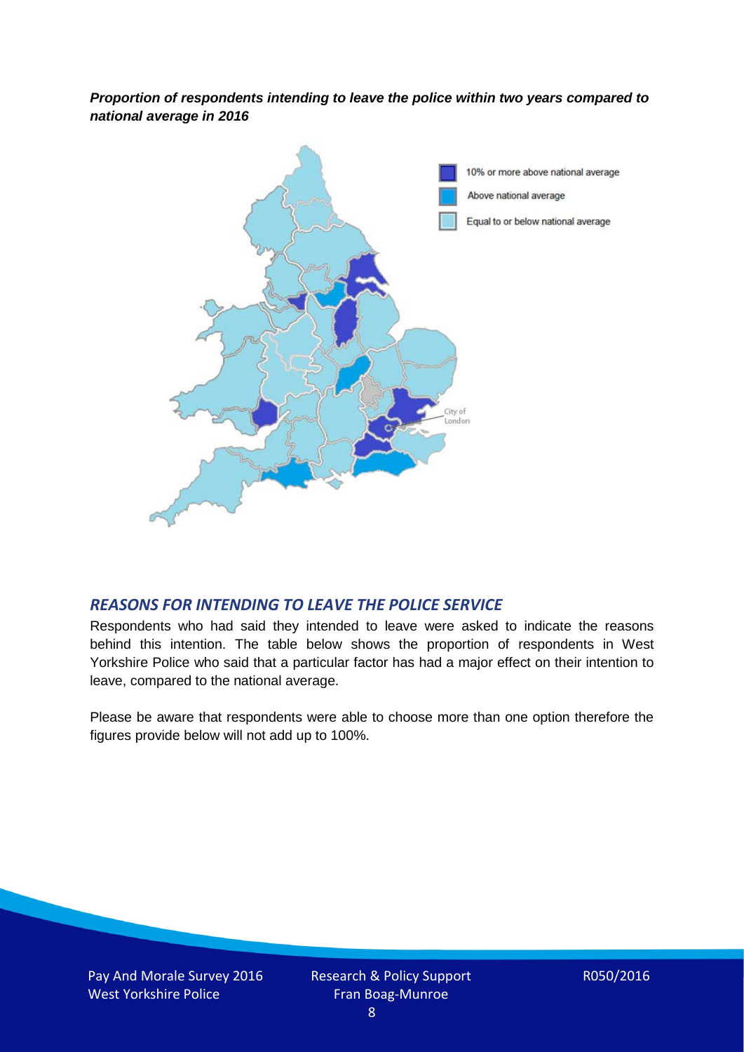***Proportion of respondents intending to leave the police within two years compared to national average in 2016***

10% or more above national average

Above national average

Equal to or below national average

City of London

## *REASONS FOR INTENDING TO LEAVE THE POLICE SERVICE*

Respondents who had said they intended to leave were asked to indicate the reasons behind this intention. The table below shows the proportion of respondents in West Yorkshire Police who said that a particular factor has had a major effect on their intention to leave, compared to the national average.

Please be aware that respondents were able to choose more than one option therefore the figures provide below will not add up to 100%.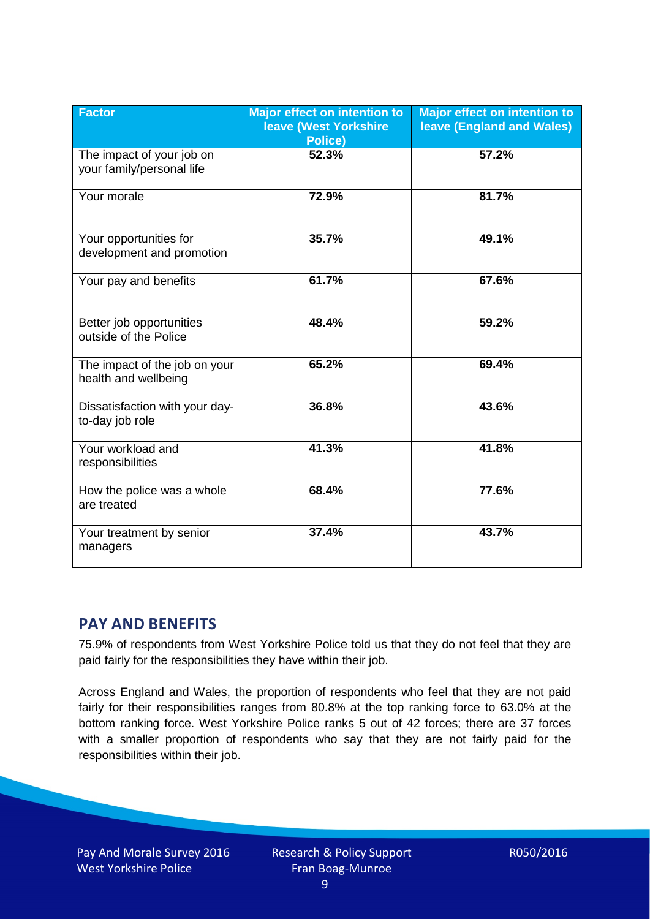| Factor | Major effect on intention to leave (West Yorkshire Police) | Major effect on intention to leave (England and Wales) |
|---|---|---|
| The impact of your job on your family/personal life | 52.3% | 57.2% |
| Your morale | 72.9% | 81.7% |
| Your opportunities for development and promotion | 35.7% | 49.1% |
| Your pay and benefits | 61.7% | 67.6% |
| Better job opportunities outside of the Police | 48.4% | 59.2% |
| The impact of the job on your health and wellbeing | 65.2% | 69.4% |
| Dissatisfaction with your day-to-day job role | 36.8% | 43.6% |
| Your workload and responsibilities | 41.3% | 41.8% |
| How the police was a whole are treated | 68.4% | 77.6% |
| Your treatment by senior managers | 37.4% | 43.7% |

## PAY AND BENEFITS

75.9% of respondents from West Yorkshire Police told us that they do not feel that they are paid fairly for the responsibilities they have within their job.

Across England and Wales, the proportion of respondents who feel that they are not paid fairly for their responsibilities ranges from 80.8% at the top ranking force to 63.0% at the bottom ranking force. West Yorkshire Police ranks 5 out of 42 forces; there are 37 forces with a smaller proportion of respondents who say that they are not fairly paid for the responsibilities within their job.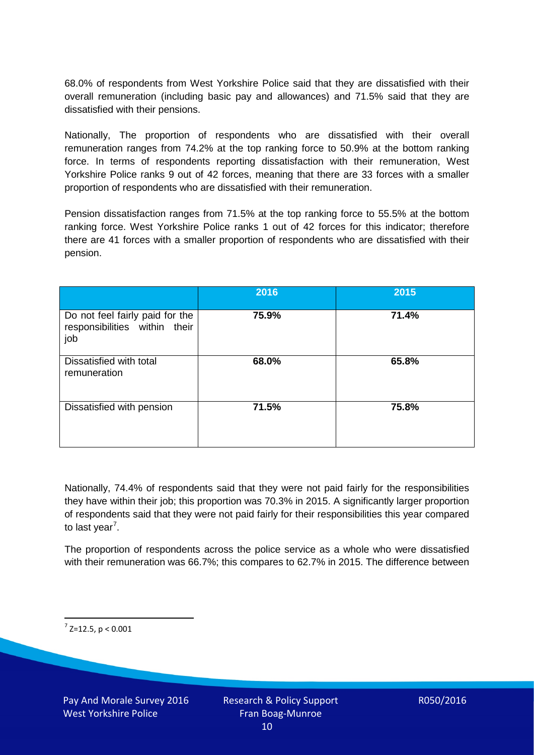68.0% of respondents from West Yorkshire Police said that they are dissatisfied with their overall remuneration (including basic pay and allowances) and 71.5% said that they are dissatisfied with their pensions.

Nationally, The proportion of respondents who are dissatisfied with their overall remuneration ranges from 74.2% at the top ranking force to 50.9% at the bottom ranking force. In terms of respondents reporting dissatisfaction with their remuneration, West Yorkshire Police ranks 9 out of 42 forces, meaning that there are 33 forces with a smaller proportion of respondents who are dissatisfied with their remuneration.

Pension dissatisfaction ranges from 71.5% at the top ranking force to 55.5% at the bottom ranking force. West Yorkshire Police ranks 1 out of 42 forces for this indicator; therefore there are 41 forces with a smaller proportion of respondents who are dissatisfied with their pension.

| | 2016 | 2015 |
|---|---|---|
| Do not feel fairly paid for the responsibilities within their job | **75.9%** | **71.4%** |
| Dissatisfied with total remuneration | **68.0%** | **65.8%** |
| Dissatisfied with pension | **71.5%** | **75.8%** |

Nationally, 74.4% of respondents said that they were not paid fairly for the responsibilities they have within their job; this proportion was 70.3% in 2015. A significantly larger proportion of respondents said that they were not paid fairly for their responsibilities this year compared to last year[7].

The proportion of respondents across the police service as a whole who were dissatisfied with their remuneration was 66.7%; this compares to 62.7% in 2015. The difference between

[7] $Z=12.5$, $p < 0.001$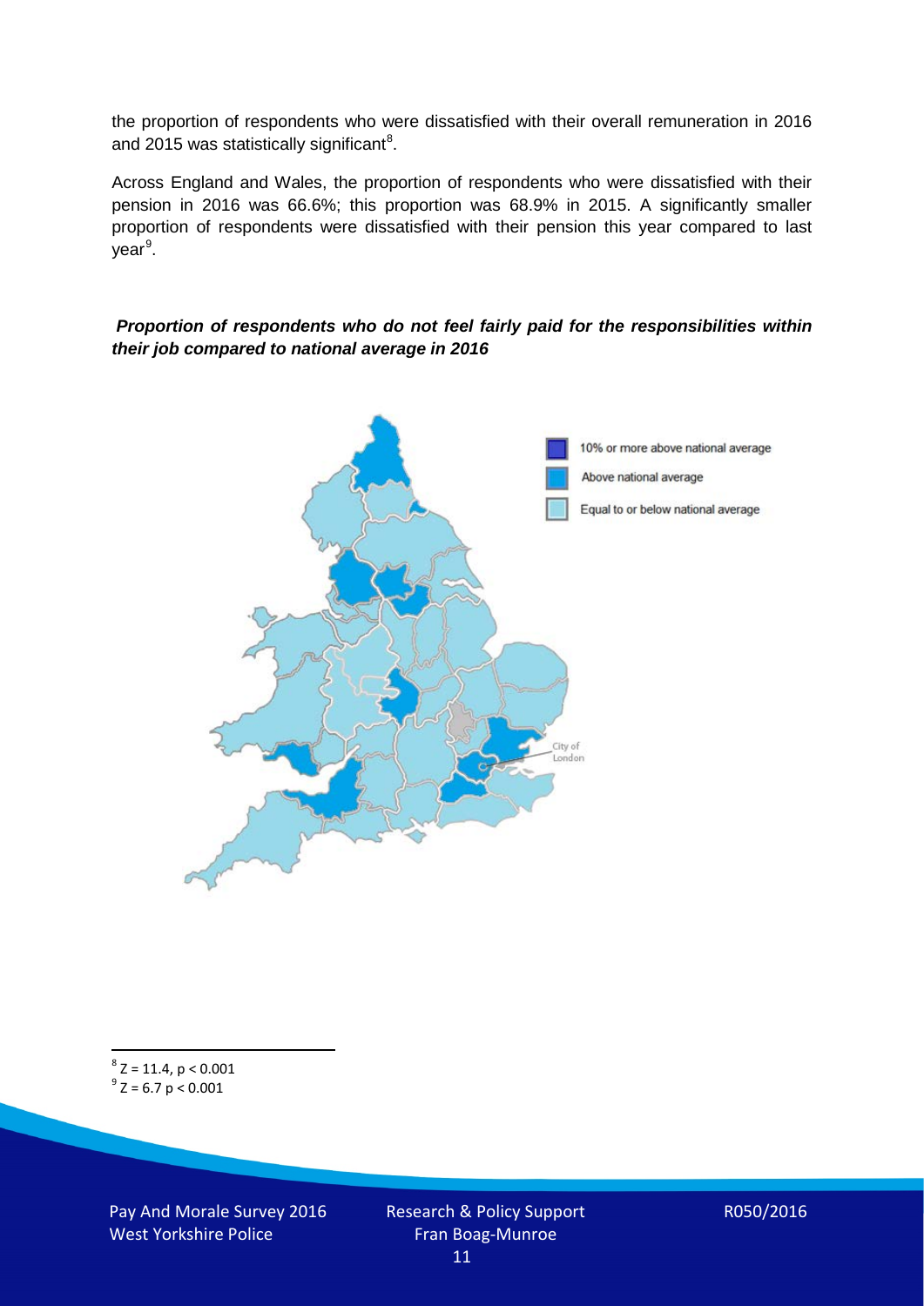the proportion of respondents who were dissatisfied with their overall remuneration in 2016 and 2015 was statistically significant[8].

Across England and Wales, the proportion of respondents who were dissatisfied with their pension in 2016 was 66.6%; this proportion was 68.9% in 2015. A significantly smaller proportion of respondents were dissatisfied with their pension this year compared to last year[9].

***Proportion of respondents who do not feel fairly paid for the responsibilities within their job compared to national average in 2016***

[8] $Z = 11.4$, $p < 0.001$
[9] $Z = 6.7$ $p < 0.001$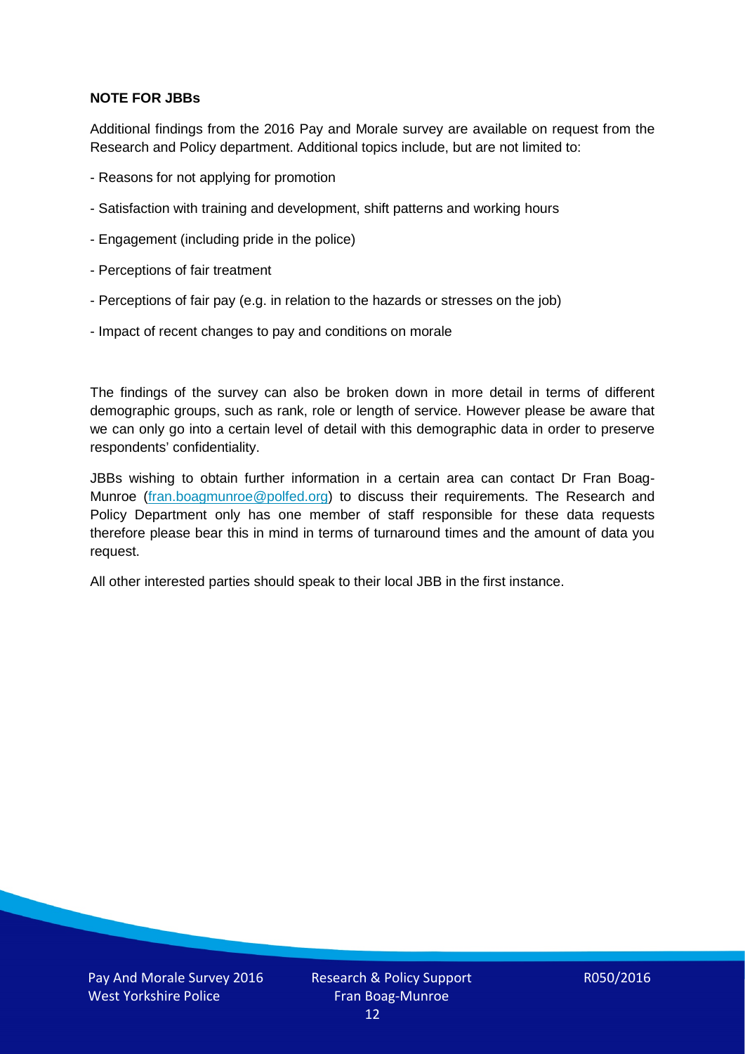**NOTE FOR JBBs**

Additional findings from the 2016 Pay and Morale survey are available on request from the Research and Policy department. Additional topics include, but are not limited to:

- Reasons for not applying for promotion
- Satisfaction with training and development, shift patterns and working hours
- Engagement (including pride in the police)
- Perceptions of fair treatment
- Perceptions of fair pay (e.g. in relation to the hazards or stresses on the job)
- Impact of recent changes to pay and conditions on morale

The findings of the survey can also be broken down in more detail in terms of different demographic groups, such as rank, role or length of service. However please be aware that we can only go into a certain level of detail with this demographic data in order to preserve respondents' confidentiality.

JBBs wishing to obtain further information in a certain area can contact Dr Fran Boag-Munroe (fran.boagmunroe@polfed.org) to discuss their requirements. The Research and Policy Department only has one member of staff responsible for these data requests therefore please bear this in mind in terms of turnaround times and the amount of data you request.

All other interested parties should speak to their local JBB in the first instance.